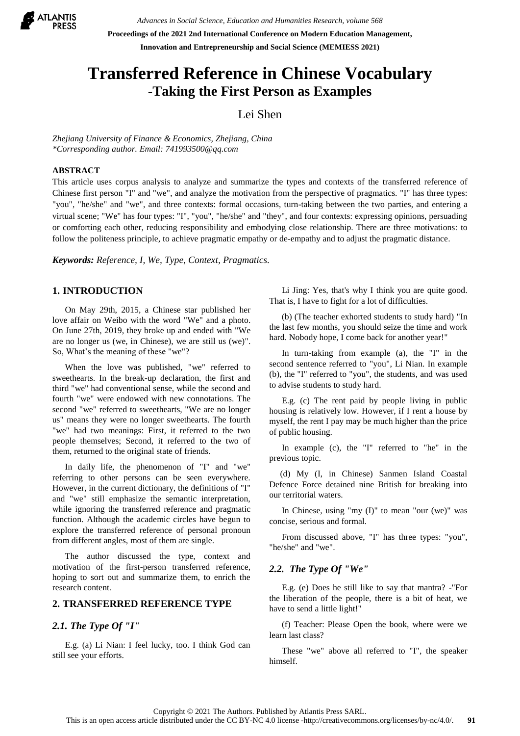# Transferred Reference in Chinese Vocabulary

## -Taking the First Person as Examples

Lei Shen

*Zhejiang University of Finance & Economics, Zhejiang, China*
*\*Corresponding author. Email: 741993500@qq.com*

**ABSTRACT**

This article uses corpus analysis to analyze and summarize the types and contexts of the transferred reference of Chinese first person "I" and "we", and analyze the motivation from the perspective of pragmatics. "I" has three types: "you", "he/she" and "we", and three contexts: formal occasions, turn-taking between the two parties, and entering a virtual scene; "We" has four types: "I", "you", "he/she" and "they", and four contexts: expressing opinions, persuading or comforting each other, reducing responsibility and embodying close relationship. There are three motivations: to follow the politeness principle, to achieve pragmatic empathy or de-empathy and to adjust the pragmatic distance.

***Keywords:** Reference, I, We, Type, Context, Pragmatics.*

## 1. INTRODUCTION

On May 29th, 2015, a Chinese star published her love affair on Weibo with the word "We" and a photo. On June 27th, 2019, they broke up and ended with "We are no longer us (we, in Chinese), we are still us (we)". So, What's the meaning of these "we"?

When the love was published, "we" referred to sweethearts. In the break-up declaration, the first and third "we" had conventional sense, while the second and fourth "we" were endowed with new connotations. The second "we" referred to sweethearts, "We are no longer us" means they were no longer sweethearts. The fourth "we" had two meanings: First, it referred to the two people themselves; Second, it referred to the two of them, returned to the original state of friends.

In daily life, the phenomenon of "I" and "we" referring to other persons can be seen everywhere. However, in the current dictionary, the definitions of "I" and "we" still emphasize the semantic interpretation, while ignoring the transferred reference and pragmatic function. Although the academic circles have begun to explore the transferred reference of personal pronoun from different angles, most of them are single.

The author discussed the type, context and motivation of the first-person transferred reference, hoping to sort out and summarize them, to enrich the research content.

## 2. TRANSFERRED REFERENCE TYPE

### *2.1. The Type Of "I"*

E.g. (a) Li Nian: I feel lucky, too. I think God can still see your efforts.

Li Jing: Yes, that's why I think you are quite good. That is, I have to fight for a lot of difficulties.

(b) (The teacher exhorted students to study hard) "In the last few months, you should seize the time and work hard. Nobody hope, I come back for another year!"

In turn-taking from example (a), the "I" in the second sentence referred to "you", Li Nian. In example (b), the "I" referred to "you", the students, and was used to advise students to study hard.

E.g. (c) The rent paid by people living in public housing is relatively low. However, if I rent a house by myself, the rent I pay may be much higher than the price of public housing.

In example (c), the "I" referred to "he" in the previous topic.

(d) My (I, in Chinese) Sanmen Island Coastal Defence Force detained nine British for breaking into our territorial waters.

In Chinese, using "my (I)" to mean "our (we)" was concise, serious and formal.

From discussed above, "I" has three types: "you", "he/she" and "we".

### *2.2. The Type Of "We"*

E.g. (e) Does he still like to say that mantra? -"For the liberation of the people, there is a bit of heat, we have to send a little light!"

(f) Teacher: Please Open the book, where were we learn last class?

These "we" above all referred to "I", the speaker himself.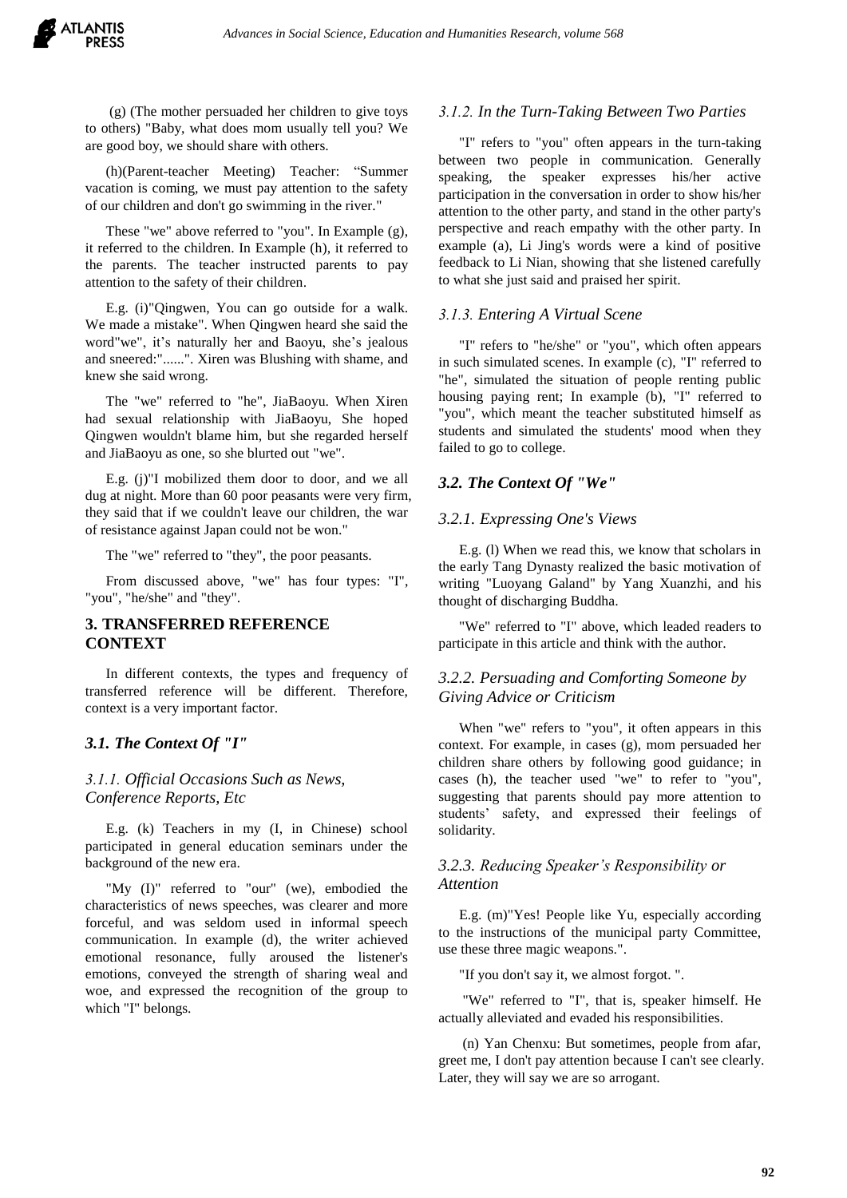(g) (The mother persuaded her children to give toys to others) "Baby, what does mom usually tell you? We are good boy, we should share with others.

(h)(Parent-teacher Meeting) Teacher: "Summer vacation is coming, we must pay attention to the safety of our children and don't go swimming in the river."

These "we" above referred to "you". In Example (g), it referred to the children. In Example (h), it referred to the parents. The teacher instructed parents to pay attention to the safety of their children.

E.g. (i)"Qingwen, You can go outside for a walk. We made a mistake". When Qingwen heard she said the word"we", it's naturally her and Baoyu, she's jealous and sneered:"......". Xiren was Blushing with shame, and knew she said wrong.

The "we" referred to "he", JiaBaoyu. When Xiren had sexual relationship with JiaBaoyu, She hoped Qingwen wouldn't blame him, but she regarded herself and JiaBaoyu as one, so she blurted out "we".

E.g. (j)"I mobilized them door to door, and we all dug at night. More than 60 poor peasants were very firm, they said that if we couldn't leave our children, the war of resistance against Japan could not be won."

The "we" referred to "they", the poor peasants.

From discussed above, "we" has four types: "I", "you", "he/she" and "they".

## 3. TRANSFERRED REFERENCE CONTEXT

In different contexts, the types and frequency of transferred reference will be different. Therefore, context is a very important factor.

### *3.1. The Context Of "I"*

#### *3.1.1. Official Occasions Such as News, Conference Reports, Etc*

E.g. (k) Teachers in my (I, in Chinese) school participated in general education seminars under the background of the new era.

"My (I)" referred to "our" (we), embodied the characteristics of news speeches, was clearer and more forceful, and was seldom used in informal speech communication. In example (d), the writer achieved emotional resonance, fully aroused the listener's emotions, conveyed the strength of sharing weal and woe, and expressed the recognition of the group to which "I" belongs.

#### *3.1.2. In the Turn-Taking Between Two Parties*

"I" refers to "you" often appears in the turn-taking between two people in communication. Generally speaking, the speaker expresses his/her active participation in the conversation in order to show his/her attention to the other party, and stand in the other party's perspective and reach empathy with the other party. In example (a), Li Jing's words were a kind of positive feedback to Li Nian, showing that she listened carefully to what she just said and praised her spirit.

#### *3.1.3. Entering A Virtual Scene*

"I" refers to "he/she" or "you", which often appears in such simulated scenes. In example (c), "I" referred to "he", simulated the situation of people renting public housing paying rent; In example (b), "I" referred to "you", which meant the teacher substituted himself as students and simulated the students' mood when they failed to go to college.

### *3.2. The Context Of "We"*

#### *3.2.1. Expressing One's Views*

E.g. (l) When we read this, we know that scholars in the early Tang Dynasty realized the basic motivation of writing "Luoyang Galand" by Yang Xuanzhi, and his thought of discharging Buddha.

"We" referred to "I" above, which leaded readers to participate in this article and think with the author.

#### *3.2.2. Persuading and Comforting Someone by Giving Advice or Criticism*

When "we" refers to "you", it often appears in this context. For example, in cases (g), mom persuaded her children share others by following good guidance; in cases (h), the teacher used "we" to refer to "you", suggesting that parents should pay more attention to students' safety, and expressed their feelings of solidarity.

#### *3.2.3. Reducing Speaker's Responsibility or Attention*

E.g. (m)"Yes! People like Yu, especially according to the instructions of the municipal party Committee, use these three magic weapons.".

"If you don't say it, we almost forgot. ".

"We" referred to "I", that is, speaker himself. He actually alleviated and evaded his responsibilities.

(n) Yan Chenxu: But sometimes, people from afar, greet me, I don't pay attention because I can't see clearly. Later, they will say we are so arrogant.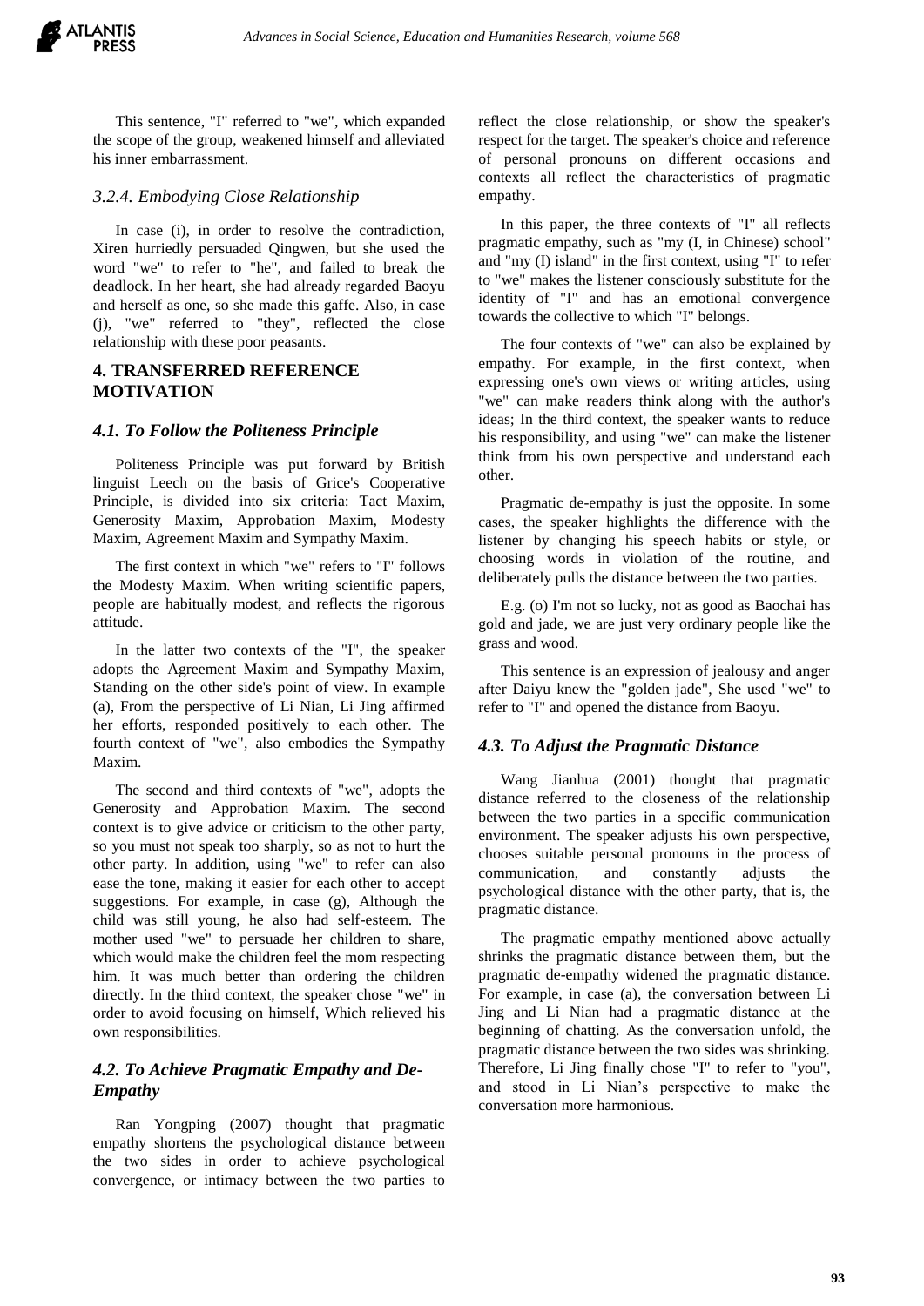This sentence, "I" referred to "we", which expanded the scope of the group, weakened himself and alleviated his inner embarrassment.

### *3.2.4. Embodying Close Relationship*

In case (i), in order to resolve the contradiction, Xiren hurriedly persuaded Qingwen, but she used the word "we" to refer to "he", and failed to break the deadlock. In her heart, she had already regarded Baoyu and herself as one, so she made this gaffe. Also, in case (j), "we" referred to "they", reflected the close relationship with these poor peasants.

## 4. TRANSFERRED REFERENCE MOTIVATION

### *4.1. To Follow the Politeness Principle*

Politeness Principle was put forward by British linguist Leech on the basis of Grice's Cooperative Principle, is divided into six criteria: Tact Maxim, Generosity Maxim, Approbation Maxim, Modesty Maxim, Agreement Maxim and Sympathy Maxim.

The first context in which "we" refers to "I" follows the Modesty Maxim. When writing scientific papers, people are habitually modest, and reflects the rigorous attitude.

In the latter two contexts of the "I", the speaker adopts the Agreement Maxim and Sympathy Maxim, Standing on the other side's point of view. In example (a), From the perspective of Li Nian, Li Jing affirmed her efforts, responded positively to each other. The fourth context of "we", also embodies the Sympathy Maxim.

The second and third contexts of "we", adopts the Generosity and Approbation Maxim. The second context is to give advice or criticism to the other party, so you must not speak too sharply, so as not to hurt the other party. In addition, using "we" to refer can also ease the tone, making it easier for each other to accept suggestions. For example, in case (g), Although the child was still young, he also had self-esteem. The mother used "we" to persuade her children to share, which would make the children feel the mom respecting him. It was much better than ordering the children directly. In the third context, the speaker chose "we" in order to avoid focusing on himself, Which relieved his own responsibilities.

### *4.2. To Achieve Pragmatic Empathy and De-Empathy*

Ran Yongping (2007) thought that pragmatic empathy shortens the psychological distance between the two sides in order to achieve psychological convergence, or intimacy between the two parties to reflect the close relationship, or show the speaker's respect for the target. The speaker's choice and reference of personal pronouns on different occasions and contexts all reflect the characteristics of pragmatic empathy.

In this paper, the three contexts of "I" all reflects pragmatic empathy, such as "my (I, in Chinese) school" and "my (I) island" in the first context, using "I" to refer to "we" makes the listener consciously substitute for the identity of "I" and has an emotional convergence towards the collective to which "I" belongs.

The four contexts of "we" can also be explained by empathy. For example, in the first context, when expressing one's own views or writing articles, using "we" can make readers think along with the author's ideas; In the third context, the speaker wants to reduce his responsibility, and using "we" can make the listener think from his own perspective and understand each other.

Pragmatic de-empathy is just the opposite. In some cases, the speaker highlights the difference with the listener by changing his speech habits or style, or choosing words in violation of the routine, and deliberately pulls the distance between the two parties.

E.g. (o) I'm not so lucky, not as good as Baochai has gold and jade, we are just very ordinary people like the grass and wood.

This sentence is an expression of jealousy and anger after Daiyu knew the "golden jade", She used "we" to refer to "I" and opened the distance from Baoyu.

### *4.3. To Adjust the Pragmatic Distance*

Wang Jianhua (2001) thought that pragmatic distance referred to the closeness of the relationship between the two parties in a specific communication environment. The speaker adjusts his own perspective, chooses suitable personal pronouns in the process of communication, and constantly adjusts the psychological distance with the other party, that is, the pragmatic distance.

The pragmatic empathy mentioned above actually shrinks the pragmatic distance between them, but the pragmatic de-empathy widened the pragmatic distance. For example, in case (a), the conversation between Li Jing and Li Nian had a pragmatic distance at the beginning of chatting. As the conversation unfold, the pragmatic distance between the two sides was shrinking. Therefore, Li Jing finally chose "I" to refer to "you", and stood in Li Nian's perspective to make the conversation more harmonious.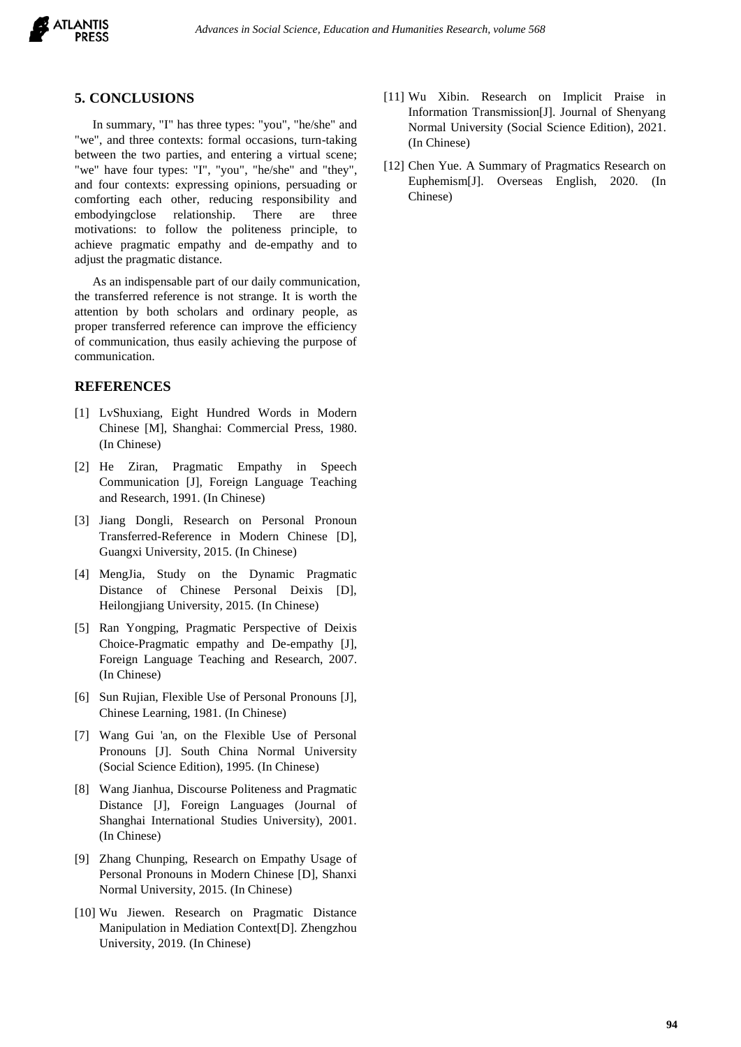## 5. CONCLUSIONS

In summary, "I" has three types: "you", "he/she" and "we", and three contexts: formal occasions, turn-taking between the two parties, and entering a virtual scene; "we" have four types: "I", "you", "he/she" and "they", and four contexts: expressing opinions, persuading or comforting each other, reducing responsibility and embodyingclose relationship. There are three motivations: to follow the politeness principle, to achieve pragmatic empathy and de-empathy and to adjust the pragmatic distance.

As an indispensable part of our daily communication, the transferred reference is not strange. It is worth the attention by both scholars and ordinary people, as proper transferred reference can improve the efficiency of communication, thus easily achieving the purpose of communication.

## REFERENCES

[1] LvShuxiang, Eight Hundred Words in Modern Chinese [M], Shanghai: Commercial Press, 1980. (In Chinese)

[2] He Ziran, Pragmatic Empathy in Speech Communication [J], Foreign Language Teaching and Research, 1991. (In Chinese)

[3] Jiang Dongli, Research on Personal Pronoun Transferred-Reference in Modern Chinese [D], Guangxi University, 2015. (In Chinese)

[4] MengJia, Study on the Dynamic Pragmatic Distance of Chinese Personal Deixis [D], Heilongjiang University, 2015. (In Chinese)

[5] Ran Yongping, Pragmatic Perspective of Deixis Choice-Pragmatic empathy and De-empathy [J], Foreign Language Teaching and Research, 2007. (In Chinese)

[6] Sun Rujian, Flexible Use of Personal Pronouns [J], Chinese Learning, 1981. (In Chinese)

[7] Wang Gui 'an, on the Flexible Use of Personal Pronouns [J]. South China Normal University (Social Science Edition), 1995. (In Chinese)

[8] Wang Jianhua, Discourse Politeness and Pragmatic Distance [J], Foreign Languages (Journal of Shanghai International Studies University), 2001. (In Chinese)

[9] Zhang Chunping, Research on Empathy Usage of Personal Pronouns in Modern Chinese [D], Shanxi Normal University, 2015. (In Chinese)

[10] Wu Jiewen. Research on Pragmatic Distance Manipulation in Mediation Context[D]. Zhengzhou University, 2019. (In Chinese)

[11] Wu Xibin. Research on Implicit Praise in Information Transmission[J]. Journal of Shenyang Normal University (Social Science Edition), 2021. (In Chinese)

[12] Chen Yue. A Summary of Pragmatics Research on Euphemism[J]. Overseas English, 2020. (In Chinese)